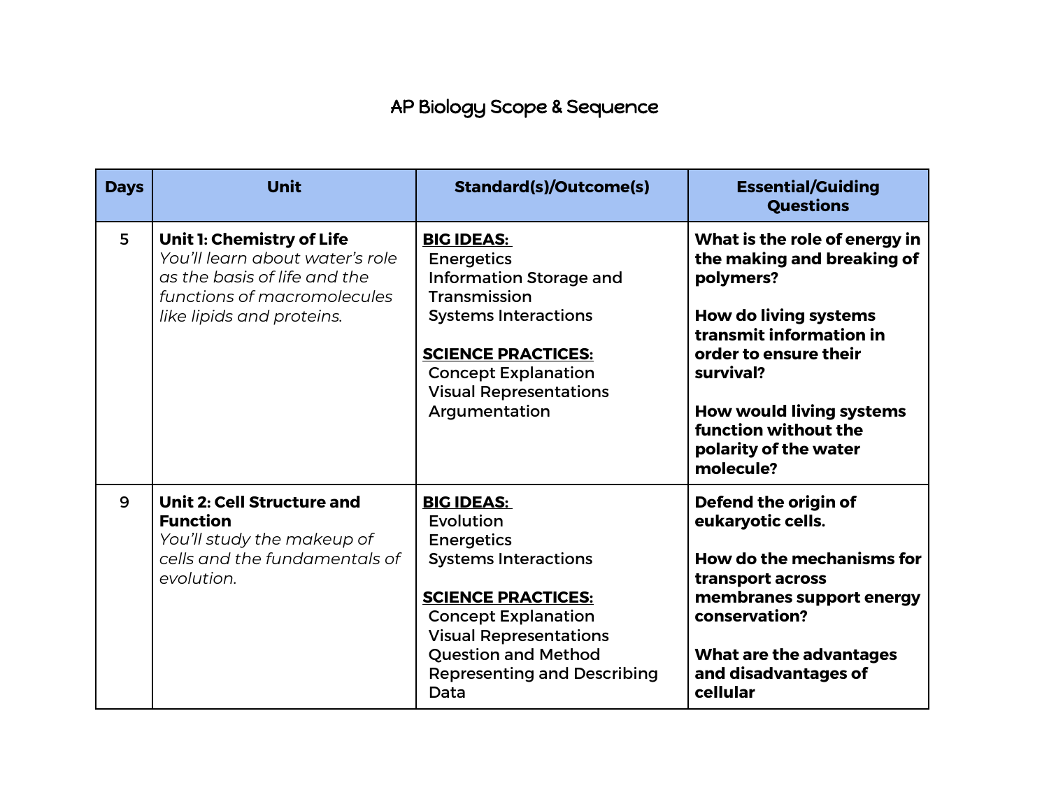# AP Biology Scope & Sequence

| Days | Unit | Standard(s)/Outcome(s) | Essential/Guiding Questions |
|---|---|---|---|
| 5 | **Unit 1: Chemistry of Life**<br>*You'll learn about water's role as the basis of life and the functions of macromolecules like lipids and proteins.* | **BIG IDEAS:**<br>Energetics<br>Information Storage and Transmission<br>Systems Interactions<br><br>**SCIENCE PRACTICES:**<br>Concept Explanation<br>Visual Representations<br>Argumentation | **What is the role of energy in the making and breaking of polymers?**<br><br>**How do living systems transmit information in order to ensure their survival?**<br><br>**How would living systems function without the polarity of the water molecule?** |
| 9 | **Unit 2: Cell Structure and Function**<br>*You'll study the makeup of cells and the fundamentals of evolution.* | **BIG IDEAS:**<br>Evolution<br>Energetics<br>Systems Interactions<br><br>**SCIENCE PRACTICES:**<br>Concept Explanation<br>Visual Representations<br>Question and Method<br>Representing and Describing Data | **Defend the origin of eukaryotic cells.**<br><br>**How do the mechanisms for transport across membranes support energy conservation?**<br><br>**What are the advantages and disadvantages of cellular** |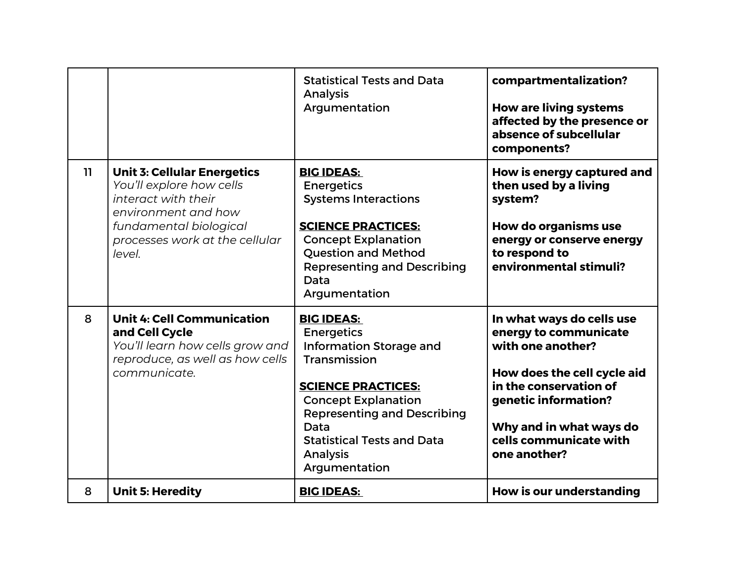| | | | |
|---|---|---|---|
| | | Statistical Tests and Data Analysis<br>Argumentation | **compartmentalization?**<br><br>**How are living systems affected by the presence or absence of subcellular components?** |
| 11 | **Unit 3: Cellular Energetics**<br>*You'll explore how cells interact with their environment and how fundamental biological processes work at the cellular level.* | **BIG IDEAS:**<br>Energetics<br>Systems Interactions<br><br>**SCIENCE PRACTICES:**<br>Concept Explanation<br>Question and Method<br>Representing and Describing Data<br>Argumentation | **How is energy captured and then used by a living system?**<br><br>**How do organisms use energy or conserve energy to respond to environmental stimuli?** |
| 8 | **Unit 4: Cell Communication and Cell Cycle**<br>*You'll learn how cells grow and reproduce, as well as how cells communicate.* | **BIG IDEAS:**<br>Energetics<br>Information Storage and Transmission<br><br>**SCIENCE PRACTICES:**<br>Concept Explanation<br>Representing and Describing Data<br>Statistical Tests and Data Analysis<br>Argumentation | **In what ways do cells use energy to communicate with one another?**<br><br>**How does the cell cycle aid in the conservation of genetic information?**<br><br>**Why and in what ways do cells communicate with one another?** |
| 8 | **Unit 5: Heredity** | **BIG IDEAS:** | **How is our understanding** |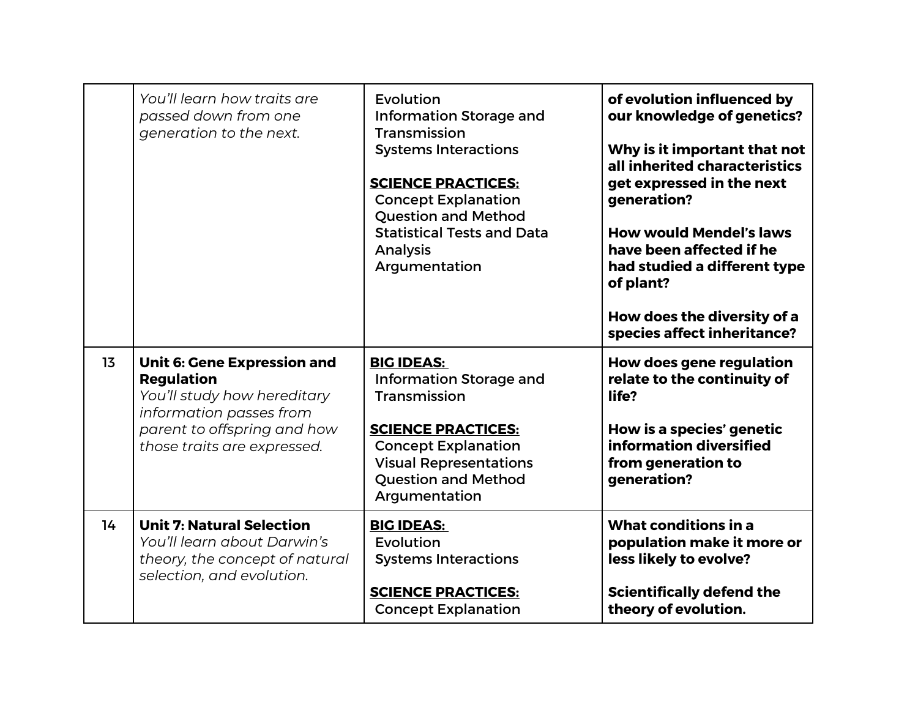| | | | |
|---|---|---|---|
| | *You'll learn how traits are passed down from one generation to the next.* | Evolution<br>Information Storage and Transmission<br>Systems Interactions<br><br>**SCIENCE PRACTICES:**<br>Concept Explanation<br>Question and Method<br>Statistical Tests and Data Analysis<br>Argumentation | **of evolution influenced by our knowledge of genetics?**<br><br>**Why is it important that not all inherited characteristics get expressed in the next generation?**<br><br>**How would Mendel's laws have been affected if he had studied a different type of plant?**<br><br>**How does the diversity of a species affect inheritance?** |
| 13 | **Unit 6: Gene Expression and Regulation**<br>*You'll study how hereditary information passes from parent to offspring and how those traits are expressed.* | **BIG IDEAS:**<br>Information Storage and Transmission<br><br>**SCIENCE PRACTICES:**<br>Concept Explanation<br>Visual Representations<br>Question and Method<br>Argumentation | **How does gene regulation relate to the continuity of life?**<br><br>**How is a species' genetic information diversified from generation to generation?** |
| 14 | **Unit 7: Natural Selection**<br>*You'll learn about Darwin's theory, the concept of natural selection, and evolution.* | **BIG IDEAS:**<br>Evolution<br>Systems Interactions<br><br>**SCIENCE PRACTICES:**<br>Concept Explanation | **What conditions in a population make it more or less likely to evolve?**<br><br>**Scientifically defend the theory of evolution.** |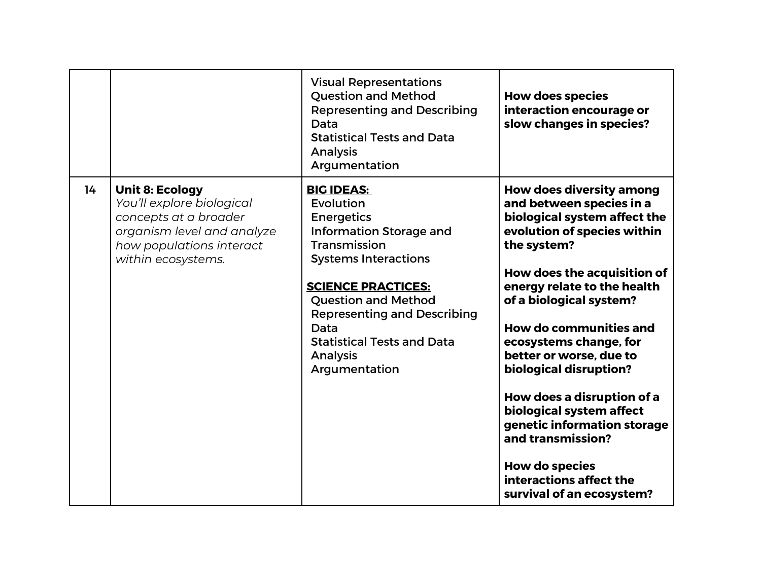| | | | |
|---|---|---|---|
| | | Visual Representations<br>Question and Method<br>Representing and Describing Data<br>Statistical Tests and Data Analysis<br>Argumentation | **How does species interaction encourage or slow changes in species?** |
| 14 | **Unit 8: Ecology**<br>*You'll explore biological concepts at a broader organism level and analyze how populations interact within ecosystems.* | **BIG IDEAS:**<br>Evolution<br>Energetics<br>Information Storage and Transmission<br>Systems Interactions<br><br>**SCIENCE PRACTICES:**<br>Question and Method<br>Representing and Describing Data<br>Statistical Tests and Data Analysis<br>Argumentation | **How does diversity among and between species in a biological system affect the evolution of species within the system?**<br><br>**How does the acquisition of energy relate to the health of a biological system?**<br><br>**How do communities and ecosystems change, for better or worse, due to biological disruption?**<br><br>**How does a disruption of a biological system affect genetic information storage and transmission?**<br><br>**How do species interactions affect the survival of an ecosystem?** |